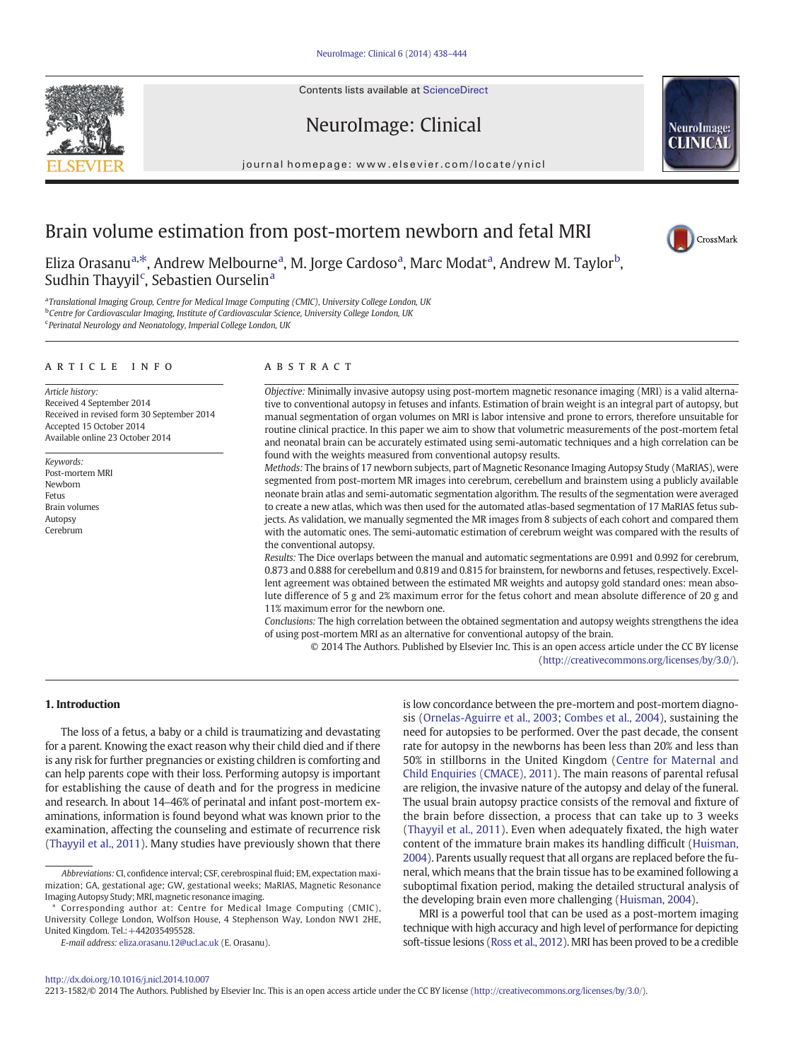# Brain volume estimation from post-mortem newborn and fetal MRI

Eliza Orasanu[a,*], Andrew Melbourne[a], M. Jorge Cardoso[a], Marc Modat[a], Andrew M. Taylor[b], Sudhin Thayyil[c], Sebastien Ourselin[a]

[a]Translational Imaging Group, Centre for Medical Image Computing (CMIC), University College London, UK
[b]Centre for Cardiovascular Imaging, Institute of Cardiovascular Science, University College London, UK
[c]Perinatal Neurology and Neonatology, Imperial College London, UK

## ARTICLE INFO

*Article history:*
Received 4 September 2014
Received in revised form 30 September 2014
Accepted 15 October 2014
Available online 23 October 2014

*Keywords:*
Post-mortem MRI
Newborn
Fetus
Brain volumes
Autopsy
Cerebrum

## ABSTRACT

*Objective:* Minimally invasive autopsy using post-mortem magnetic resonance imaging (MRI) is a valid alternative to conventional autopsy in fetuses and infants. Estimation of brain weight is an integral part of autopsy, but manual segmentation of organ volumes on MRI is labor intensive and prone to errors, therefore unsuitable for routine clinical practice. In this paper we aim to show that volumetric measurements of the post-mortem fetal and neonatal brain can be accurately estimated using semi-automatic techniques and a high correlation can be found with the weights measured from conventional autopsy results.

*Methods:* The brains of 17 newborn subjects, part of Magnetic Resonance Imaging Autopsy Study (MaRIAS), were segmented from post-mortem MR images into cerebrum, cerebellum and brainstem using a publicly available neonate brain atlas and semi-automatic segmentation algorithm. The results of the segmentation were averaged to create a new atlas, which was then used for the automated atlas-based segmentation of 17 MaRIAS fetus subjects. As validation, we manually segmented the MR images from 8 subjects of each cohort and compared them with the automatic ones. The semi-automatic estimation of cerebrum weight was compared with the results of the conventional autopsy.

*Results:* The Dice overlaps between the manual and automatic segmentations are 0.991 and 0.992 for cerebrum, 0.873 and 0.888 for cerebellum and 0.819 and 0.815 for brainstem, for newborns and fetuses, respectively. Excellent agreement was obtained between the estimated MR weights and autopsy gold standard ones: mean absolute difference of 5 g and 2% maximum error for the fetus cohort and mean absolute difference of 20 g and 11% maximum error for the newborn one.

*Conclusions:* The high correlation between the obtained segmentation and autopsy weights strengthens the idea of using post-mortem MRI as an alternative for conventional autopsy of the brain.

© 2014 The Authors. Published by Elsevier Inc. This is an open access article under the CC BY license (http://creativecommons.org/licenses/by/3.0/).

## 1. Introduction

The loss of a fetus, a baby or a child is traumatizing and devastating for a parent. Knowing the exact reason why their child died and if there is any risk for further pregnancies or existing children is comforting and can help parents cope with their loss. Performing autopsy is important for establishing the cause of death and for the progress in medicine and research. In about 14–46% of perinatal and infant post-mortem examinations, information is found beyond what was known prior to the examination, affecting the counseling and estimate of recurrence risk (Thayyil et al., 2011). Many studies have previously shown that there is low concordance between the pre-mortem and post-mortem diagnosis (Ornelas-Aguirre et al., 2003; Combes et al., 2004), sustaining the need for autopsies to be performed. Over the past decade, the consent rate for autopsy in the newborns has been less than 20% and less than 50% in stillborns in the United Kingdom (Centre for Maternal and Child Enquiries (CMACE), 2011). The main reasons of parental refusal are religion, the invasive nature of the autopsy and delay of the funeral. The usual brain autopsy practice consists of the removal and fixture of the brain before dissection, a process that can take up to 3 weeks (Thayyil et al., 2011). Even when adequately fixated, the high water content of the immature brain makes its handling difficult (Huisman, 2004). Parents usually request that all organs are replaced before the funeral, which means that the brain tissue has to be examined following a suboptimal fixation period, making the detailed structural analysis of the developing brain even more challenging (Huisman, 2004).

MRI is a powerful tool that can be used as a post-mortem imaging technique with high accuracy and high level of performance for depicting soft-tissue lesions (Ross et al., 2012). MRI has been proved to be a credible

*Abbreviations:* CI, confidence interval; CSF, cerebrospinal fluid; EM, expectation maximization; GA, gestational age; GW, gestational weeks; MaRIAS, Magnetic Resonance Imaging Autopsy Study; MRI, magnetic resonance imaging.

\* Corresponding author at: Centre for Medical Image Computing (CMIC), University College London, Wolfson House, 4 Stephenson Way, London NW1 2HE, United Kingdom. Tel.: +442035495528.

*E-mail address:* eliza.orasanu.12@ucl.ac.uk (E. Orasanu).

http://dx.doi.org/10.1016/j.nicl.2014.10.007
2213-1582/© 2014 The Authors. Published by Elsevier Inc. This is an open access article under the CC BY license (http://creativecommons.org/licenses/by/3.0/).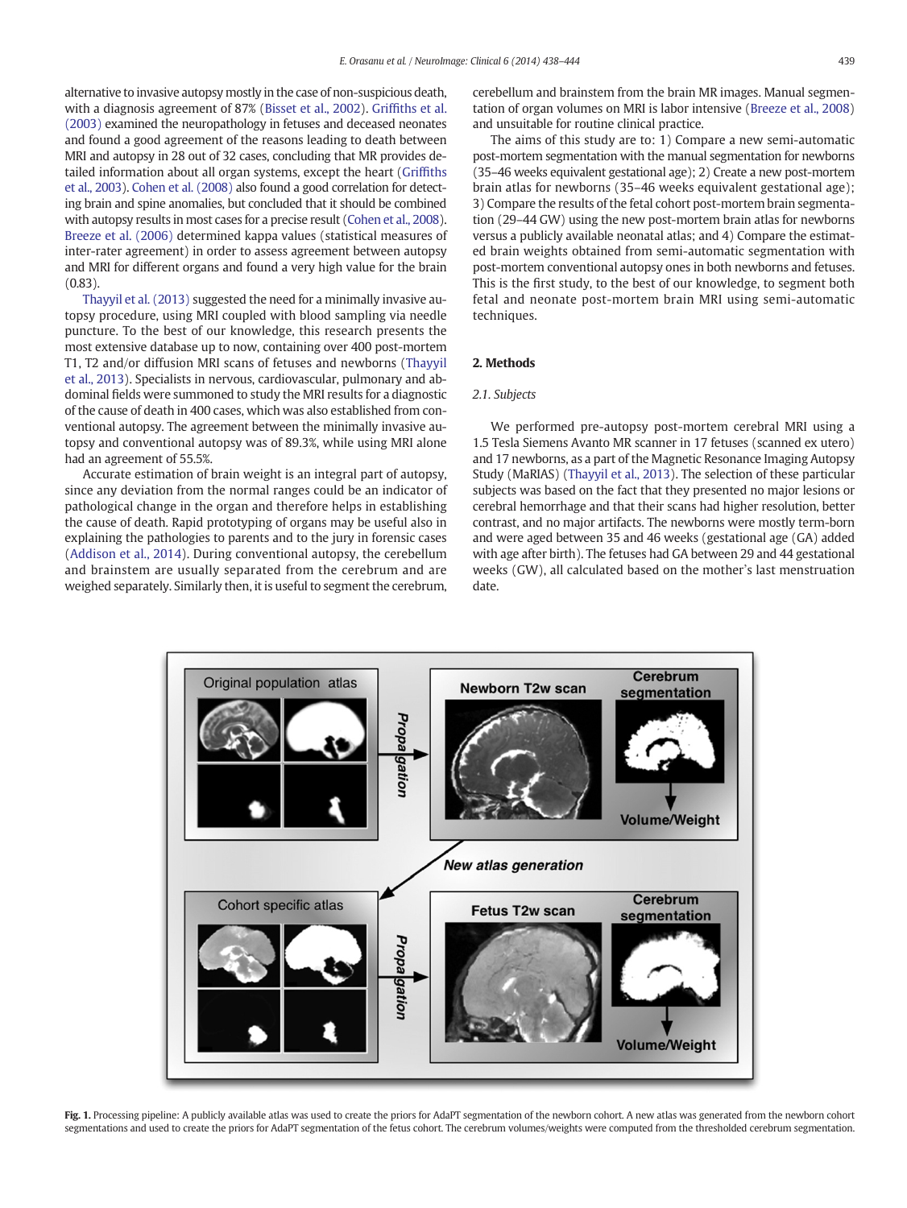alternative to invasive autopsy mostly in the case of non-suspicious death, with a diagnosis agreement of 87% (Bisset et al., 2002). Griffiths et al. (2003) examined the neuropathology in fetuses and deceased neonates and found a good agreement of the reasons leading to death between MRI and autopsy in 28 out of 32 cases, concluding that MR provides detailed information about all organ systems, except the heart (Griffiths et al., 2003). Cohen et al. (2008) also found a good correlation for detecting brain and spine anomalies, but concluded that it should be combined with autopsy results in most cases for a precise result (Cohen et al., 2008). Breeze et al. (2006) determined kappa values (statistical measures of inter-rater agreement) in order to assess agreement between autopsy and MRI for different organs and found a very high value for the brain (0.83).

Thayyil et al. (2013) suggested the need for a minimally invasive autopsy procedure, using MRI coupled with blood sampling via needle puncture. To the best of our knowledge, this research presents the most extensive database up to now, containing over 400 post-mortem T1, T2 and/or diffusion MRI scans of fetuses and newborns (Thayyil et al., 2013). Specialists in nervous, cardiovascular, pulmonary and abdominal fields were summoned to study the MRI results for a diagnostic of the cause of death in 400 cases, which was also established from conventional autopsy. The agreement between the minimally invasive autopsy and conventional autopsy was of 89.3%, while using MRI alone had an agreement of 55.5%.

Accurate estimation of brain weight is an integral part of autopsy, since any deviation from the normal ranges could be an indicator of pathological change in the organ and therefore helps in establishing the cause of death. Rapid prototyping of organs may be useful also in explaining the pathologies to parents and to the jury in forensic cases (Addison et al., 2014). During conventional autopsy, the cerebellum and brainstem are usually separated from the cerebrum and are weighed separately. Similarly then, it is useful to segment the cerebrum, cerebellum and brainstem from the brain MR images. Manual segmentation of organ volumes on MRI is labor intensive (Breeze et al., 2008) and unsuitable for routine clinical practice.

The aims of this study are to: 1) Compare a new semi-automatic post-mortem segmentation with the manual segmentation for newborns (35–46 weeks equivalent gestational age); 2) Create a new post-mortem brain atlas for newborns (35–46 weeks equivalent gestational age); 3) Compare the results of the fetal cohort post-mortem brain segmentation (29–44 GW) using the new post-mortem brain atlas for newborns versus a publicly available neonatal atlas; and 4) Compare the estimated brain weights obtained from semi-automatic segmentation with post-mortem conventional autopsy ones in both newborns and fetuses. This is the first study, to the best of our knowledge, to segment both fetal and neonate post-mortem brain MRI using semi-automatic techniques.

## 2. Methods

### 2.1. Subjects

We performed pre-autopsy post-mortem cerebral MRI using a 1.5 Tesla Siemens Avanto MR scanner in 17 fetuses (scanned ex utero) and 17 newborns, as a part of the Magnetic Resonance Imaging Autopsy Study (MaRIAS) (Thayyil et al., 2013). The selection of these particular subjects was based on the fact that they presented no major lesions or cerebral hemorrhage and that their scans had higher resolution, better contrast, and no major artifacts. The newborns were mostly term-born and were aged between 35 and 46 weeks (gestational age (GA) added with age after birth). The fetuses had GA between 29 and 44 gestational weeks (GW), all calculated based on the mother's last menstruation date.

**Fig. 1.** Processing pipeline: A publicly available atlas was used to create the priors for AdaPT segmentation of the newborn cohort. A new atlas was generated from the newborn cohort segmentations and used to create the priors for AdaPT segmentation of the fetus cohort. The cerebrum volumes/weights were computed from the thresholded cerebrum segmentation.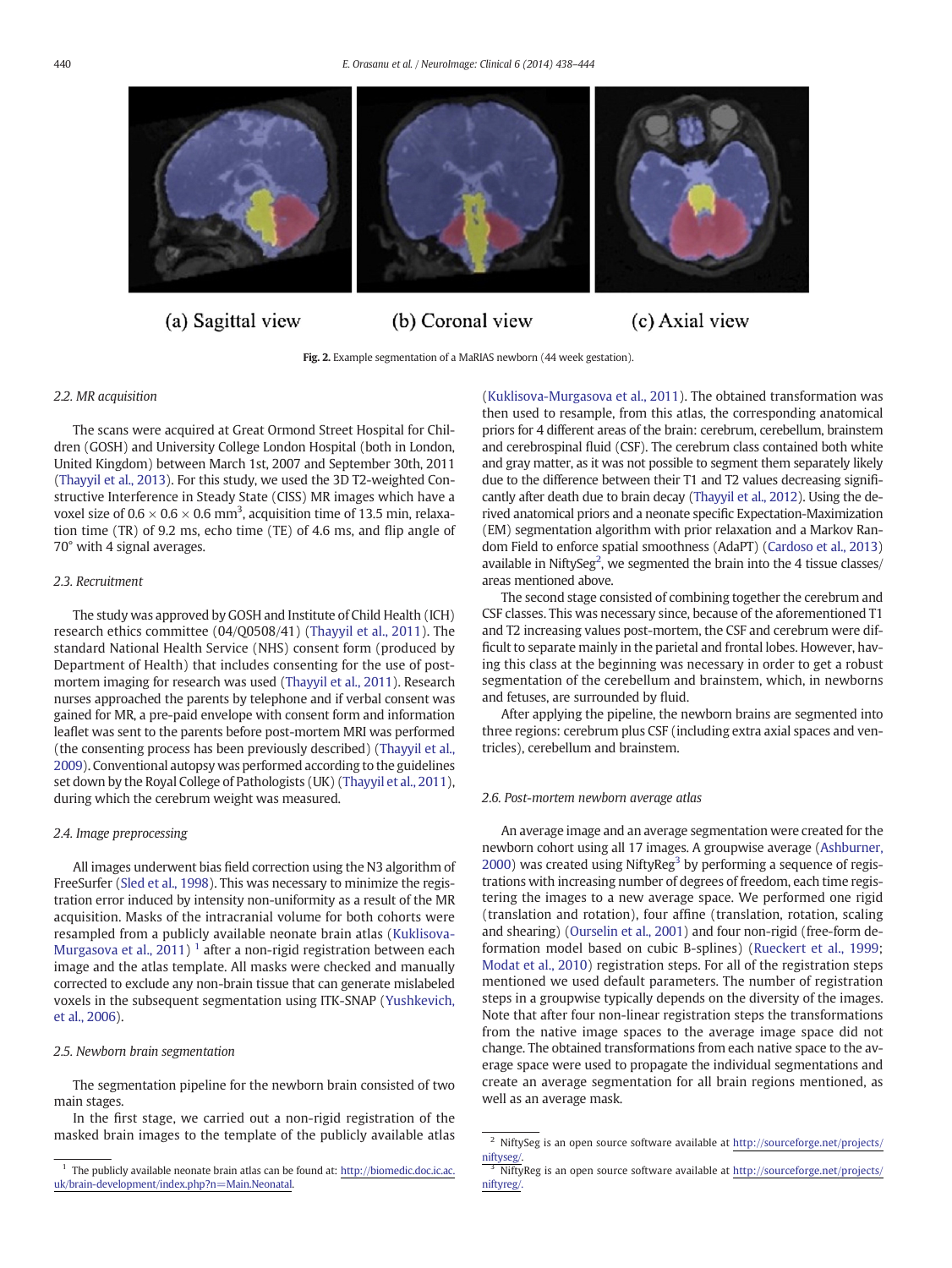(a) Sagittal view (b) Coronal view (c) Axial view

**Fig. 2.** Example segmentation of a MaRIAS newborn (44 week gestation).

### 2.2. MR acquisition

The scans were acquired at Great Ormond Street Hospital for Children (GOSH) and University College London Hospital (both in London, United Kingdom) between March 1st, 2007 and September 30th, 2011 (Thayyil et al., 2013). For this study, we used the 3D T2-weighted Constructive Interference in Steady State (CISS) MR images which have a voxel size of $0.6 \times 0.6 \times 0.6$ mm$^3$, acquisition time of 13.5 min, relaxation time (TR) of 9.2 ms, echo time (TE) of 4.6 ms, and flip angle of 70° with 4 signal averages.

### 2.3. Recruitment

The study was approved by GOSH and Institute of Child Health (ICH) research ethics committee (04/Q0508/41) (Thayyil et al., 2011). The standard National Health Service (NHS) consent form (produced by Department of Health) that includes consenting for the use of post-mortem imaging for research was used (Thayyil et al., 2011). Research nurses approached the parents by telephone and if verbal consent was gained for MR, a pre-paid envelope with consent form and information leaflet was sent to the parents before post-mortem MRI was performed (the consenting process has been previously described) (Thayyil et al., 2009). Conventional autopsy was performed according to the guidelines set down by the Royal College of Pathologists (UK) (Thayyil et al., 2011), during which the cerebrum weight was measured.

### 2.4. Image preprocessing

All images underwent bias field correction using the N3 algorithm of FreeSurfer (Sled et al., 1998). This was necessary to minimize the registration error induced by intensity non-uniformity as a result of the MR acquisition. Masks of the intracranial volume for both cohorts were resampled from a publicly available neonate brain atlas (Kuklisova-Murgasova et al., 2011) [1] after a non-rigid registration between each image and the atlas template. All masks were checked and manually corrected to exclude any non-brain tissue that can generate mislabeled voxels in the subsequent segmentation using ITK-SNAP (Yushkevich, et al., 2006).

### 2.5. Newborn brain segmentation

The segmentation pipeline for the newborn brain consisted of two main stages.

In the first stage, we carried out a non-rigid registration of the masked brain images to the template of the publicly available atlas (Kuklisova-Murgasova et al., 2011). The obtained transformation was then used to resample, from this atlas, the corresponding anatomical priors for 4 different areas of the brain: cerebrum, cerebellum, brainstem and cerebrospinal fluid (CSF). The cerebrum class contained both white and gray matter, as it was not possible to segment them separately likely due to the difference between their T1 and T2 values decreasing significantly after death due to brain decay (Thayyil et al., 2012). Using the derived anatomical priors and a neonate specific Expectation-Maximization (EM) segmentation algorithm with prior relaxation and a Markov Random Field to enforce spatial smoothness (AdaPT) (Cardoso et al., 2013) available in NiftySeg[2], we segmented the brain into the 4 tissue classes/areas mentioned above.

The second stage consisted of combining together the cerebrum and CSF classes. This was necessary since, because of the aforementioned T1 and T2 increasing values post-mortem, the CSF and cerebrum were difficult to separate mainly in the parietal and frontal lobes. However, having this class at the beginning was necessary in order to get a robust segmentation of the cerebellum and brainstem, which, in newborns and fetuses, are surrounded by fluid.

After applying the pipeline, the newborn brains are segmented into three regions: cerebrum plus CSF (including extra axial spaces and ventricles), cerebellum and brainstem.

### 2.6. Post-mortem newborn average atlas

An average image and an average segmentation were created for the newborn cohort using all 17 images. A groupwise average (Ashburner, 2000) was created using NiftyReg[3] by performing a sequence of registrations with increasing number of degrees of freedom, each time registering the images to a new average space. We performed one rigid (translation and rotation), four affine (translation, rotation, scaling and shearing) (Ourselin et al., 2001) and four non-rigid (free-form deformation model based on cubic B-splines) (Rueckert et al., 1999; Modat et al., 2010) registration steps. For all of the registration steps mentioned we used default parameters. The number of registration steps in a groupwise typically depends on the diversity of the images. Note that after four non-linear registration steps the transformations from the native image spaces to the average image space did not change. The obtained transformations from each native space to the average space were used to propagate the individual segmentations and create an average segmentation for all brain regions mentioned, as well as an average mask.

---

[1] The publicly available neonate brain atlas can be found at: http://biomedic.doc.ic.ac.uk/brain-development/index.php?n=Main.Neonatal.

[2] NiftySeg is an open source software available at http://sourceforge.net/projects/niftyseg/.

[3] NiftyReg is an open source software available at http://sourceforge.net/projects/niftyreg/.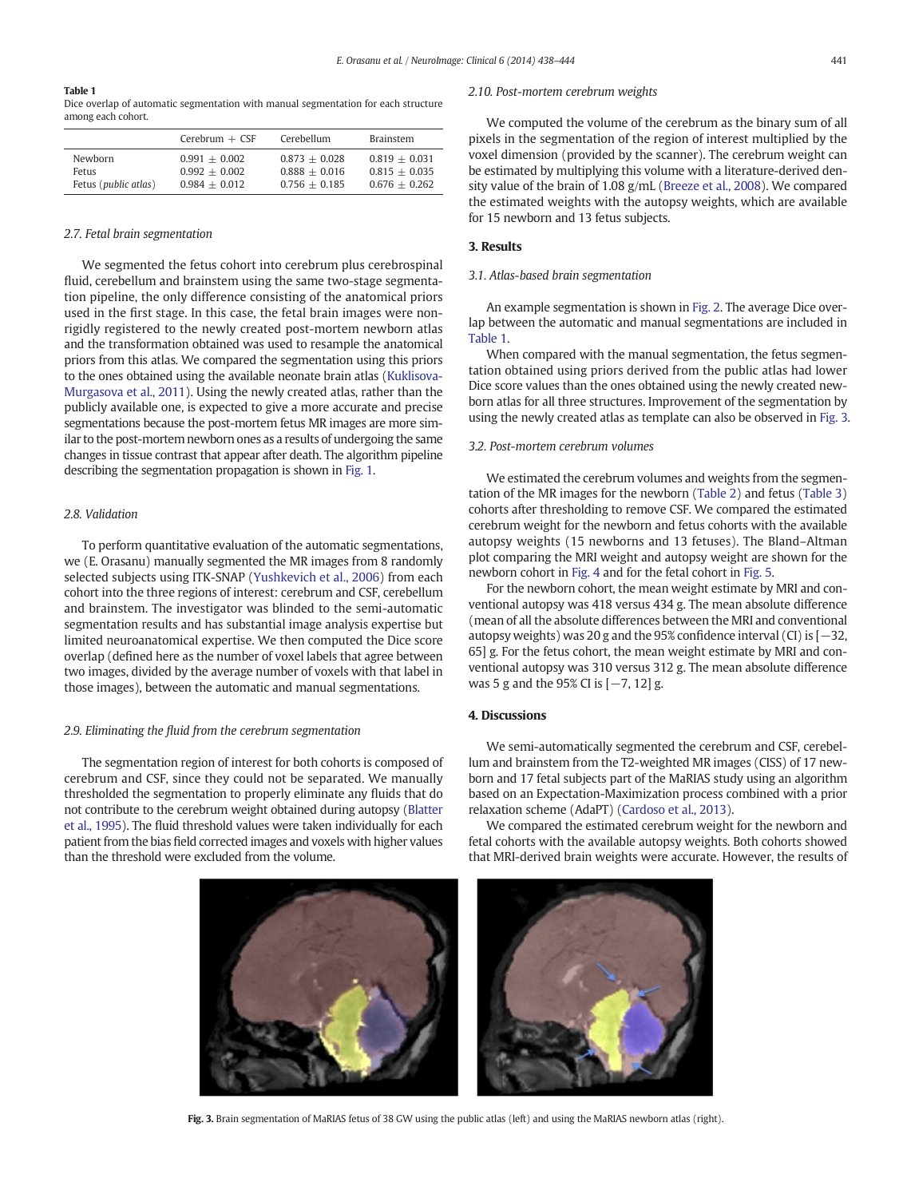**Table 1**
Dice overlap of automatic segmentation with manual segmentation for each structure among each cohort.

| | Cerebrum + CSF | Cerebellum | Brainstem |
|---|---|---|---|
| Newborn | 0.991 ± 0.002 | 0.873 ± 0.028 | 0.819 ± 0.031 |
| Fetus | 0.992 ± 0.002 | 0.888 ± 0.016 | 0.815 ± 0.035 |
| Fetus (*public atlas*) | 0.984 ± 0.012 | 0.756 ± 0.185 | 0.676 ± 0.262 |

### 2.7. Fetal brain segmentation

We segmented the fetus cohort into cerebrum plus cerebrospinal fluid, cerebellum and brainstem using the same two-stage segmentation pipeline, the only difference consisting of the anatomical priors used in the first stage. In this case, the fetal brain images were non-rigidly registered to the newly created post-mortem newborn atlas and the transformation obtained was used to resample the anatomical priors from this atlas. We compared the segmentation using this priors to the ones obtained using the available neonate brain atlas (Kuklisova-Murgasova et al., 2011). Using the newly created atlas, rather than the publicly available one, is expected to give a more accurate and precise segmentations because the post-mortem fetus MR images are more similar to the post-mortem newborn ones as a results of undergoing the same changes in tissue contrast that appear after death. The algorithm pipeline describing the segmentation propagation is shown in Fig. 1.

### 2.8. Validation

To perform quantitative evaluation of the automatic segmentations, we (E. Orasanu) manually segmented the MR images from 8 randomly selected subjects using ITK-SNAP (Yushkevich et al., 2006) from each cohort into the three regions of interest: cerebrum and CSF, cerebellum and brainstem. The investigator was blinded to the semi-automatic segmentation results and has substantial image analysis expertise but limited neuroanatomical expertise. We then computed the Dice score overlap (defined here as the number of voxel labels that agree between two images, divided by the average number of voxels with that label in those images), between the automatic and manual segmentations.

### 2.9. Eliminating the fluid from the cerebrum segmentation

The segmentation region of interest for both cohorts is composed of cerebrum and CSF, since they could not be separated. We manually thresholded the segmentation to properly eliminate any fluids that do not contribute to the cerebrum weight obtained during autopsy (Blatter et al., 1995). The fluid threshold values were taken individually for each patient from the bias field corrected images and voxels with higher values than the threshold were excluded from the volume.

### 2.10. Post-mortem cerebrum weights

We computed the volume of the cerebrum as the binary sum of all pixels in the segmentation of the region of interest multiplied by the voxel dimension (provided by the scanner). The cerebrum weight can be estimated by multiplying this volume with a literature-derived density value of the brain of 1.08 g/mL (Breeze et al., 2008). We compared the estimated weights with the autopsy weights, which are available for 15 newborn and 13 fetus subjects.

## 3. Results

### 3.1. Atlas-based brain segmentation

An example segmentation is shown in Fig. 2. The average Dice overlap between the automatic and manual segmentations are included in Table 1.

When compared with the manual segmentation, the fetus segmentation obtained using priors derived from the public atlas had lower Dice score values than the ones obtained using the newly created newborn atlas for all three structures. Improvement of the segmentation by using the newly created atlas as template can also be observed in Fig. 3.

### 3.2. Post-mortem cerebrum volumes

We estimated the cerebrum volumes and weights from the segmentation of the MR images for the newborn (Table 2) and fetus (Table 3) cohorts after thresholding to remove CSF. We compared the estimated cerebrum weight for the newborn and fetus cohorts with the available autopsy weights (15 newborns and 13 fetuses). The Bland–Altman plot comparing the MRI weight and autopsy weight are shown for the newborn cohort in Fig. 4 and for the fetal cohort in Fig. 5.

For the newborn cohort, the mean weight estimate by MRI and conventional autopsy was 418 versus 434 g. The mean absolute difference (mean of all the absolute differences between the MRI and conventional autopsy weights) was 20 g and the 95% confidence interval (CI) is [−32, 65] g. For the fetus cohort, the mean weight estimate by MRI and conventional autopsy was 310 versus 312 g. The mean absolute difference was 5 g and the 95% CI is [−7, 12] g.

## 4. Discussions

We semi-automatically segmented the cerebrum and CSF, cerebellum and brainstem from the T2-weighted MR images (CISS) of 17 newborn and 17 fetal subjects part of the MaRIAS study using an algorithm based on an Expectation-Maximization process combined with a prior relaxation scheme (AdaPT) (Cardoso et al., 2013).

We compared the estimated cerebrum weight for the newborn and fetal cohorts with the available autopsy weights. Both cohorts showed that MRI-derived brain weights were accurate. However, the results of

**Fig. 3.** Brain segmentation of MaRIAS fetus of 38 GW using the public atlas (left) and using the MaRIAS newborn atlas (right).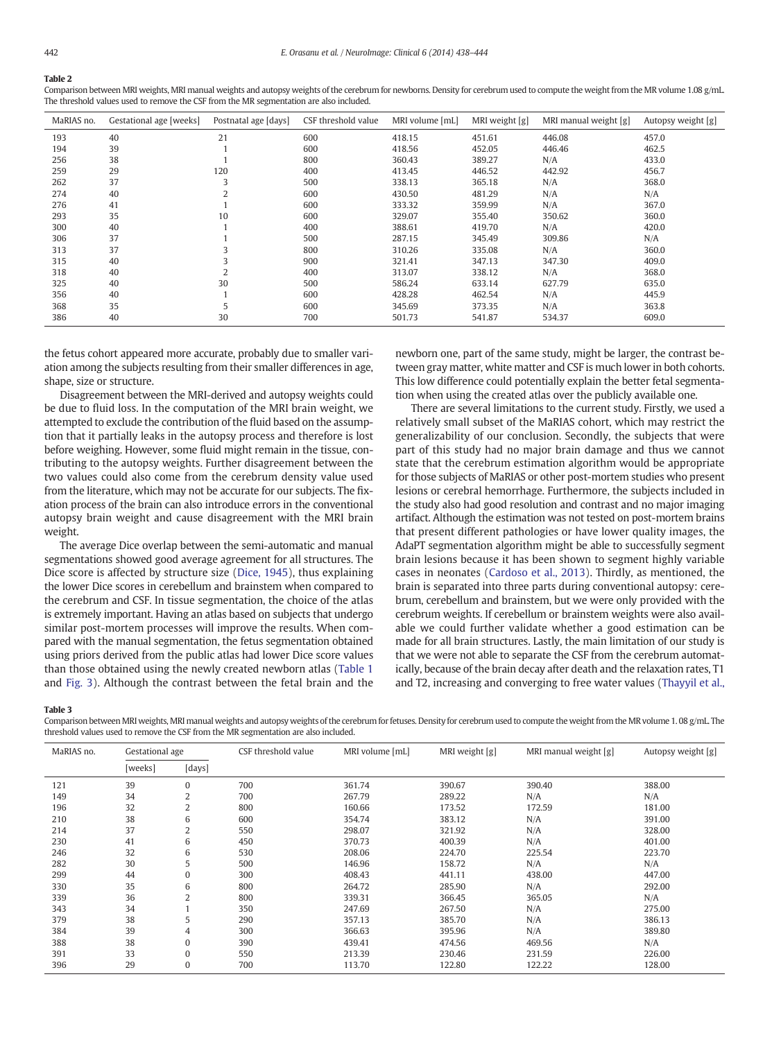**Table 2**
Comparison between MRI weights, MRI manual weights and autopsy weights of the cerebrum for newborns. Density for cerebrum used to compute the weight from the MR volume 1.08 g/mL. The threshold values used to remove the CSF from the MR segmentation are also included.

| MaRIAS no. | Gestational age [weeks] | Postnatal age [days] | CSF threshold value | MRI volume [mL] | MRI weight [g] | MRI manual weight [g] | Autopsy weight [g] |
|---|---|---|---|---|---|---|---|
| 193 | 40 | 21 | 600 | 418.15 | 451.61 | 446.08 | 457.0 |
| 194 | 39 | 1 | 600 | 418.56 | 452.05 | 446.46 | 462.5 |
| 256 | 38 | 1 | 800 | 360.43 | 389.27 | N/A | 433.0 |
| 259 | 29 | 120 | 400 | 413.45 | 446.52 | 442.92 | 456.7 |
| 262 | 37 | 3 | 500 | 338.13 | 365.18 | N/A | 368.0 |
| 274 | 40 | 2 | 600 | 430.50 | 481.29 | N/A | N/A |
| 276 | 41 | 1 | 600 | 333.32 | 359.99 | N/A | 367.0 |
| 293 | 35 | 10 | 600 | 329.07 | 355.40 | 350.62 | 360.0 |
| 300 | 40 | 1 | 400 | 388.61 | 419.70 | N/A | 420.0 |
| 306 | 37 | 1 | 500 | 287.15 | 345.49 | 309.86 | N/A |
| 313 | 37 | 3 | 800 | 310.26 | 335.08 | N/A | 360.0 |
| 315 | 40 | 3 | 900 | 321.41 | 347.13 | 347.30 | 409.0 |
| 318 | 40 | 2 | 400 | 313.07 | 338.12 | N/A | 368.0 |
| 325 | 40 | 30 | 500 | 586.24 | 633.14 | 627.79 | 635.0 |
| 356 | 40 | 1 | 600 | 428.28 | 462.54 | N/A | 445.9 |
| 368 | 35 | 5 | 600 | 345.69 | 373.35 | N/A | 363.8 |
| 386 | 40 | 30 | 700 | 501.73 | 541.87 | 534.37 | 609.0 |

the fetus cohort appeared more accurate, probably due to smaller variation among the subjects resulting from their smaller differences in age, shape, size or structure.

Disagreement between the MRI-derived and autopsy weights could be due to fluid loss. In the computation of the MRI brain weight, we attempted to exclude the contribution of the fluid based on the assumption that it partially leaks in the autopsy process and therefore is lost before weighing. However, some fluid might remain in the tissue, contributing to the autopsy weights. Further disagreement between the two values could also come from the cerebrum density value used from the literature, which may not be accurate for our subjects. The fixation process of the brain can also introduce errors in the conventional autopsy brain weight and cause disagreement with the MRI brain weight.

The average Dice overlap between the semi-automatic and manual segmentations showed good average agreement for all structures. The Dice score is affected by structure size (Dice, 1945), thus explaining the lower Dice scores in cerebellum and brainstem when compared to the cerebrum and CSF. In tissue segmentation, the choice of the atlas is extremely important. Having an atlas based on subjects that undergo similar post-mortem processes will improve the results. When compared with the manual segmentation, the fetus segmentation obtained using priors derived from the public atlas had lower Dice score values than those obtained using the newly created newborn atlas (Table 1 and Fig. 3). Although the contrast between the fetal brain and the newborn one, part of the same study, might be larger, the contrast between gray matter, white matter and CSF is much lower in both cohorts. This low difference could potentially explain the better fetal segmentation when using the created atlas over the publicly available one.

There are several limitations to the current study. Firstly, we used a relatively small subset of the MaRIAS cohort, which may restrict the generalizability of our conclusion. Secondly, the subjects that were part of this study had no major brain damage and thus we cannot state that the cerebrum estimation algorithm would be appropriate for those subjects of MaRIAS or other post-mortem studies who present lesions or cerebral hemorrhage. Furthermore, the subjects included in the study also had good resolution and contrast and no major imaging artifact. Although the estimation was not tested on post-mortem brains that present different pathologies or have lower quality images, the AdaPT segmentation algorithm might be able to successfully segment brain lesions because it has been shown to segment highly variable cases in neonates (Cardoso et al., 2013). Thirdly, as mentioned, the brain is separated into three parts during conventional autopsy: cerebrum, cerebellum and brainstem, but we were only provided with the cerebrum weights. If cerebellum or brainstem weights were also available we could further validate whether a good estimation can be made for all brain structures. Lastly, the main limitation of our study is that we were not able to separate the CSF from the cerebrum automatically, because of the brain decay after death and the relaxation rates, T1 and T2, increasing and converging to free water values (Thayyil et al.,

**Table 3**
Comparison between MRI weights, MRI manual weights and autopsy weights of the cerebrum for fetuses. Density for cerebrum used to compute the weight from the MR volume 1. 08 g/mL. The threshold values used to remove the CSF from the MR segmentation are also included.

| MaRIAS no. | Gestational age | | CSF threshold value | MRI volume [mL] | MRI weight [g] | MRI manual weight [g] | Autopsy weight [g] |
|---|---|---|---|---|---|---|---|
| | [weeks] | [days] | | | | | |
| 121 | 39 | 0 | 700 | 361.74 | 390.67 | 390.40 | 388.00 |
| 149 | 34 | 2 | 700 | 267.79 | 289.22 | N/A | N/A |
| 196 | 32 | 2 | 800 | 160.66 | 173.52 | 172.59 | 181.00 |
| 210 | 38 | 6 | 600 | 354.74 | 383.12 | N/A | 391.00 |
| 214 | 37 | 2 | 550 | 298.07 | 321.92 | N/A | 328.00 |
| 230 | 41 | 6 | 450 | 370.73 | 400.39 | N/A | 401.00 |
| 246 | 32 | 6 | 530 | 208.06 | 224.70 | 225.54 | 223.70 |
| 282 | 30 | 5 | 500 | 146.96 | 158.72 | N/A | N/A |
| 299 | 44 | 0 | 300 | 408.43 | 441.11 | 438.00 | 447.00 |
| 330 | 35 | 6 | 800 | 264.72 | 285.90 | N/A | 292.00 |
| 339 | 36 | 2 | 800 | 339.31 | 366.45 | 365.05 | N/A |
| 343 | 34 | 1 | 350 | 247.69 | 267.50 | N/A | 275.00 |
| 379 | 38 | 5 | 290 | 357.13 | 385.70 | N/A | 386.13 |
| 384 | 39 | 4 | 300 | 366.63 | 395.96 | N/A | 389.80 |
| 388 | 38 | 0 | 390 | 439.41 | 474.56 | 469.56 | N/A |
| 391 | 33 | 0 | 550 | 213.39 | 230.46 | 231.59 | 226.00 |
| 396 | 29 | 0 | 700 | 113.70 | 122.80 | 122.22 | 128.00 |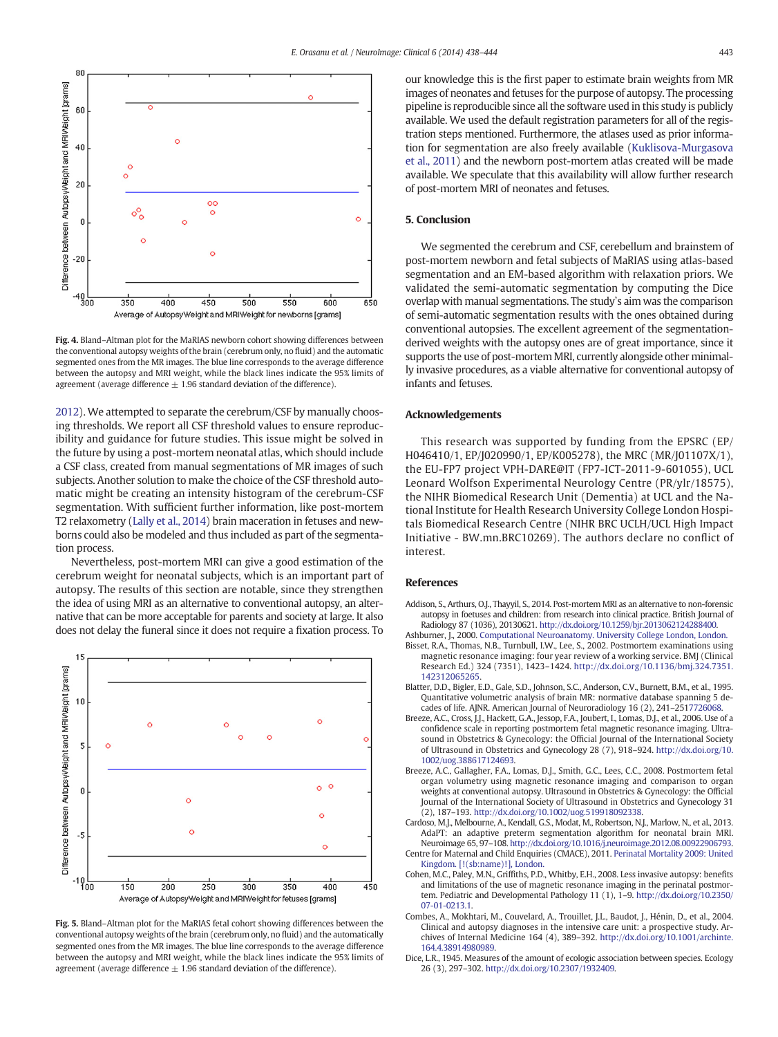Fig. 4. Bland–Altman plot for the MaRIAS newborn cohort showing differences between the conventional autopsy weights of the brain (cerebrum only, no fluid) and the automatic segmented ones from the MR images. The blue line corresponds to the average difference between the autopsy and MRI weight, while the black lines indicate the 95% limits of agreement (average difference ± 1.96 standard deviation of the difference).

2012). We attempted to separate the cerebrum/CSF by manually choosing thresholds. We report all CSF threshold values to ensure reproducibility and guidance for future studies. This issue might be solved in the future by using a post-mortem neonatal atlas, which should include a CSF class, created from manual segmentations of MR images of such subjects. Another solution to make the choice of the CSF threshold automatic might be creating an intensity histogram of the cerebrum-CSF segmentation. With sufficient further information, like post-mortem T2 relaxometry (Lally et al., 2014) brain maceration in fetuses and newborns could also be modeled and thus included as part of the segmentation process.

Nevertheless, post-mortem MRI can give a good estimation of the cerebrum weight for neonatal subjects, which is an important part of autopsy. The results of this section are notable, since they strengthen the idea of using MRI as an alternative to conventional autopsy, an alternative that can be more acceptable for parents and society at large. It also does not delay the funeral since it does not require a fixation process. To our knowledge this is the first paper to estimate brain weights from MR images of neonates and fetuses for the purpose of autopsy. The processing pipeline is reproducible since all the software used in this study is publicly available. We used the default registration parameters for all of the registration steps mentioned. Furthermore, the atlases used as prior information for segmentation are also freely available (Kuklisova-Murgasova et al., 2011) and the newborn post-mortem atlas created will be made available. We speculate that this availability will allow further research of post-mortem MRI of neonates and fetuses.

Fig. 5. Bland–Altman plot for the MaRIAS fetal cohort showing differences between the conventional autopsy weights of the brain (cerebrum only, no fluid) and the automatically segmented ones from the MR images. The blue line corresponds to the average difference between the autopsy and MRI weight, while the black lines indicate the 95% limits of agreement (average difference ± 1.96 standard deviation of the difference).

## 5. Conclusion

We segmented the cerebrum and CSF, cerebellum and brainstem of post-mortem newborn and fetal subjects of MaRIAS using atlas-based segmentation and an EM-based algorithm with relaxation priors. We validated the semi-automatic segmentation by computing the Dice overlap with manual segmentations. The study's aim was the comparison of semi-automatic segmentation results with the ones obtained during conventional autopsies. The excellent agreement of the segmentation-derived weights with the autopsy ones are of great importance, since it supports the use of post-mortem MRI, currently alongside other minimally invasive procedures, as a viable alternative for conventional autopsy of infants and fetuses.

## Acknowledgements

This research was supported by funding from the EPSRC (EP/H046410/1, EP/J020990/1, EP/K005278), the MRC (MR/J01107X/1), the EU-FP7 project VPH-DARE@IT (FP7-ICT-2011-9-601055), UCL Leonard Wolfson Experimental Neurology Centre (PR/ylr/18575), the NIHR Biomedical Research Unit (Dementia) at UCL and the National Institute for Health Research University College London Hospitals Biomedical Research Centre (NIHR BRC UCLH/UCL High Impact Initiative - BW.mn.BRC10269). The authors declare no conflict of interest.

## References

Addison, S., Arthurs, O.J., Thayyil, S., 2014. Post-mortem MRI as an alternative to non-forensic autopsy in foetuses and children: from research into clinical practice. British Journal of Radiology 87 (1036), 20130621. http://dx.doi.org/10.1259/bjr.2013062124288400.

Ashburner, J., 2000. Computational Neuroanatomy. University College London, London.

Bisset, R.A., Thomas, N.B., Turnbull, I.W., Lee, S., 2002. Postmortem examinations using magnetic resonance imaging: four year review of a working service. BMJ (Clinical Research Ed.) 324 (7351), 1423–1424. http://dx.doi.org/10.1136/bmj.324.7351.142312065265.

Blatter, D.D., Bigler, E.D., Gale, S.D., Johnson, S.C., Anderson, C.V., Burnett, B.M., et al., 1995. Quantitative volumetric analysis of brain MR: normative database spanning 5 decades of life. AJNR. American Journal of Neuroradiology 16 (2), 241–2517726068.

Breeze, A.C., Cross, J.J., Hackett, G.A., Jessop, F.A., Joubert, I., Lomas, D.J., et al., 2006. Use of a confidence scale in reporting postmortem fetal magnetic resonance imaging. Ultrasound in Obstetrics & Gynecology: the Official Journal of the International Society of Ultrasound in Obstetrics and Gynecology 28 (7), 918–924. http://dx.doi.org/10.1002/uog.388617124693.

Breeze, A.C., Gallagher, F.A., Lomas, D.J., Smith, G.C., Lees, C.C., 2008. Postmortem fetal organ volumetry using magnetic resonance imaging and comparison to organ weights at conventional autopsy. Ultrasound in Obstetrics & Gynecology: the Official Journal of the International Society of Ultrasound in Obstetrics and Gynecology 31 (2), 187–193. http://dx.doi.org/10.1002/uog.519918092338.

Cardoso, M.J., Melbourne, A., Kendall, G.S., Modat, M., Robertson, N.J., Marlow, N., et al., 2013. AdaPT: an adaptive preterm segmentation algorithm for neonatal brain MRI. Neuroimage 65, 97–108. http://dx.doi.org/10.1016/j.neuroimage.2012.08.00922906793.

Centre for Maternal and Child Enquiries (CMACE), 2011. Perinatal Mortality 2009: United Kingdom. [!(sb:name)!], London.

Cohen, M.C., Paley, M.N., Griffiths, P.D., Whitby, E.H., 2008. Less invasive autopsy: benefits and limitations of the use of magnetic resonance imaging in the perinatal postmortem. Pediatric and Developmental Pathology 11 (1), 1–9. http://dx.doi.org/10.2350/07-01-0213.1.

Combes, A., Mokhtari, M., Couvelard, A., Trouillet, J.L., Baudot, J., Hénin, D., et al., 2004. Clinical and autopsy diagnoses in the intensive care unit: a prospective study. Archives of Internal Medicine 164 (4), 389–392. http://dx.doi.org/10.1001/archinte.164.4.38914980989.

Dice, L.R., 1945. Measures of the amount of ecologic association between species. Ecology 26 (3), 297–302. http://dx.doi.org/10.2307/1932409.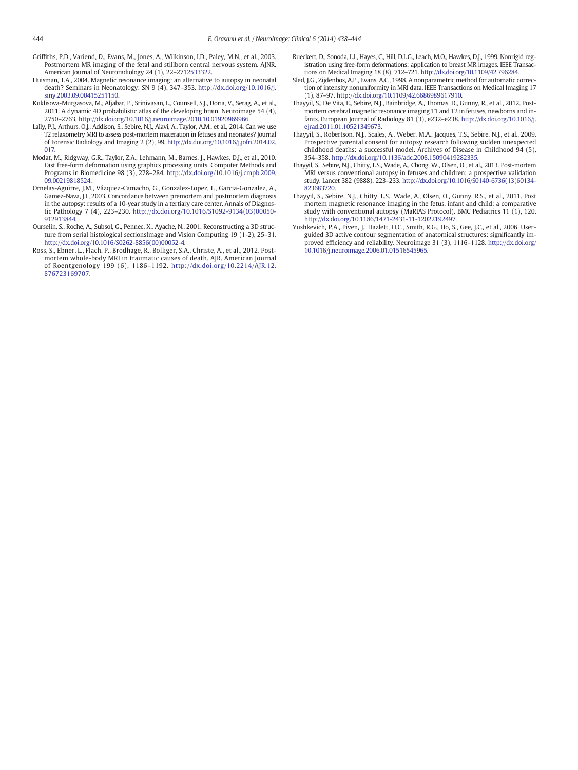Griffiths, P.D., Variend, D., Evans, M., Jones, A., Wilkinson, I.D., Paley, M.N., et al., 2003. Postmortem MR imaging of the fetal and stillborn central nervous system. AJNR. American Journal of Neuroradiology 24 (1), 22–2712533322.

Huisman, T.A., 2004. Magnetic resonance imaging: an alternative to autopsy in neonatal death? Seminars in Neonatology: SN 9 (4), 347–353. http://dx.doi.org/10.1016/j.siny.2003.09.00415251150.

Kuklisova-Murgasova, M., Aljabar, P., Srinivasan, L., Counsell, S.J., Doria, V., Serag, A., et al., 2011. A dynamic 4D probabilistic atlas of the developing brain. Neuroimage 54 (4), 2750–2763. http://dx.doi.org/10.1016/j.neuroimage.2010.10.01920969966.

Lally, P.J., Arthurs, O.J., Addison, S., Sebire, N.J., Alavi, A., Taylor, A.M., et al., 2014. Can we use T2 relaxometry MRI to assess post-mortem maceration in fetuses and neonates? Journal of Forensic Radiology and Imaging 2 (2), 99. http://dx.doi.org/10.1016/j.jofri.2014.02.017.

Modat, M., Ridgway, G.R., Taylor, Z.A., Lehmann, M., Barnes, J., Hawkes, D.J., et al., 2010. Fast free-form deformation using graphics processing units. Computer Methods and Programs in Biomedicine 98 (3), 278–284. http://dx.doi.org/10.1016/j.cmpb.2009.09.00219818524.

Ornelas-Aguirre, J.M., Vázquez-Camacho, G., Gonzalez-Lopez, L., Garcia-Gonzalez, A., Gamez-Nava, J.I., 2003. Concordance between premortem and postmortem diagnosis in the autopsy: results of a 10-year study in a tertiary care center. Annals of Diagnostic Pathology 7 (4), 223–230. http://dx.doi.org/10.1016/S1092-9134(03)00050-912913844.

Ourselin, S., Roche, A., Subsol, G., Pennec, X., Ayache, N., 2001. Reconstructing a 3D structure from serial histological sectionsImage and Vision Computing 19 (1-2), 25–31. http://dx.doi.org/10.1016/S0262-8856(00)00052-4.

Ross, S., Ebner, L., Flach, P., Brodhage, R., Bolliger, S.A., Christe, A., et al., 2012. Postmortem whole-body MRI in traumatic causes of death. AJR. American Journal of Roentgenology 199 (6), 1186–1192. http://dx.doi.org/10.2214/AJR.12.876723169707.

Rueckert, D., Sonoda, L.I., Hayes, C., Hill, D.L.G., Leach, M.O., Hawkes, D.J., 1999. Nonrigid registration using free-form deformations: application to breast MR images. IEEE Transactions on Medical Imaging 18 (8), 712–721. http://dx.doi.org/10.1109/42.796284.

Sled, J.G., Zijdenbos, A.P., Evans, A.C., 1998. A nonparametric method for automatic correction of intensity nonuniformity in MRI data. IEEE Transactions on Medical Imaging 17 (1), 87–97. http://dx.doi.org/10.1109/42.6686989617910.

Thayyil, S., De Vita, E., Sebire, N.J., Bainbridge, A., Thomas, D., Gunny, R., et al., 2012. Post-mortem cerebral magnetic resonance imaging T1 and T2 in fetuses, newborns and infants. European Journal of Radiology 81 (3), e232–e238. http://dx.doi.org/10.1016/j.ejrad.2011.01.10521349673.

Thayyil, S., Robertson, N.J., Scales, A., Weber, M.A., Jacques, T.S., Sebire, N.J., et al., 2009. Prospective parental consent for autopsy research following sudden unexpected childhood deaths: a successful model. Archives of Disease in Childhood 94 (5), 354–358. http://dx.doi.org/10.1136/adc.2008.15090419282335.

Thayyil, S., Sebire, N.J., Chitty, L.S., Wade, A., Chong, W., Olsen, O., et al., 2013. Post-mortem MRI versus conventional autopsy in fetuses and children: a prospective validation study. Lancet 382 (9888), 223–233. http://dx.doi.org/10.1016/S0140-6736(13)60134-823683720.

Thayyil, S., Sebire, N.J., Chitty, L.S., Wade, A., Olsen, O., Gunny, R.S., et al., 2011. Post mortem magnetic resonance imaging in the fetus, infant and child: a comparative study with conventional autopsy (MaRIAS Protocol). BMC Pediatrics 11 (1), 120. http://dx.doi.org/10.1186/1471-2431-11-12022192497.

Yushkevich, P.A., Piven, J., Hazlett, H.C., Smith, R.G., Ho, S., Gee, J.C., et al., 2006. User-guided 3D active contour segmentation of anatomical structures: significantly improved efficiency and reliability. Neuroimage 31 (3), 1116–1128. http://dx.doi.org/10.1016/j.neuroimage.2006.01.01516545965.